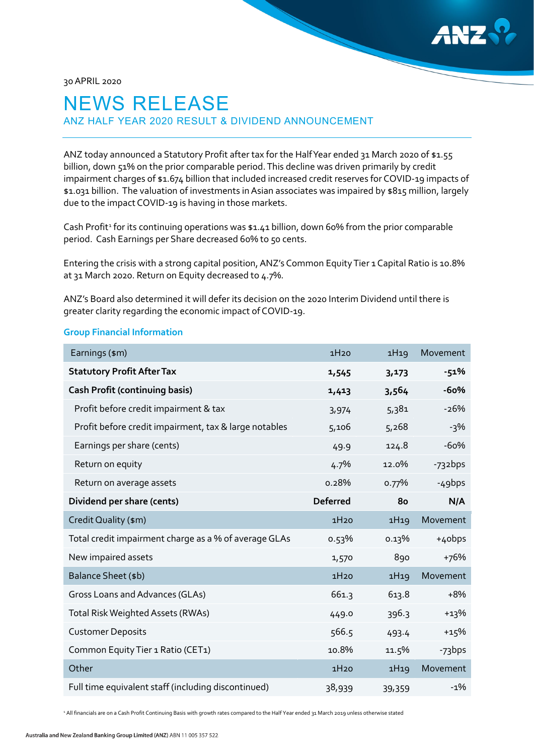30 APRIL 2020

# NEWS RELEASE

## ANZ HALF YEAR 2020 RESULT & DIVIDEND ANNOUNCEMENT

ANZ today announced a Statutory Profit after tax for the Half Year ended 31 March 2020 of $1.55 billion, down 51% on the prior comparable period. This decline was driven primarily by credit impairment charges of $1.674 billion that included increased credit reserves for COVID-19 impacts of $1.031 billion. The valuation of investments in Asian associates was impaired by $815 million, largely due to the impact COVID-19 is having in those markets.

Cash Profit[1] for its continuing operations was $1.41 billion, down 60% from the prior comparable period. Cash Earnings per Share decreased 60% to 50 cents.

Entering the crisis with a strong capital position, ANZ's Common Equity Tier 1 Capital Ratio is 10.8% at 31 March 2020. Return on Equity decreased to 4.7%.

ANZ's Board also determined it will defer its decision on the 2020 Interim Dividend until there is greater clarity regarding the economic impact of COVID-19.

### Group Financial Information

| Earnings ($m) | 1H20 | 1H19 | Movement |
|---|---|---|---|
| **Statutory Profit After Tax** | **1,545** | **3,173** | **-51%** |
| **Cash Profit (continuing basis)** | **1,413** | **3,564** | **-60%** |
| Profit before credit impairment & tax | 3,974 | 5,381 | -26% |
| Profit before credit impairment, tax & large notables | 5,106 | 5,268 | -3% |
| Earnings per share (cents) | 49.9 | 124.8 | -60% |
| Return on equity | 4.7% | 12.0% | -732bps |
| Return on average assets | 0.28% | 0.77% | -49bps |
| **Dividend per share (cents)** | **Deferred** | **80** | **N/A** |
| Credit Quality ($m) | 1H20 | 1H19 | Movement |
| Total credit impairment charge as a % of average GLAs | 0.53% | 0.13% | +40bps |
| New impaired assets | 1,570 | 890 | +76% |
| Balance Sheet ($b) | 1H20 | 1H19 | Movement |
| Gross Loans and Advances (GLAs) | 661.3 | 613.8 | +8% |
| Total Risk Weighted Assets (RWAs) | 449.0 | 396.3 | +13% |
| Customer Deposits | 566.5 | 493.4 | +15% |
| Common Equity Tier 1 Ratio (CET1) | 10.8% | 11.5% | -73bps |
| Other | 1H20 | 1H19 | Movement |
| Full time equivalent staff (including discontinued) | 38,939 | 39,359 | -1% |

[1] All financials are on a Cash Profit Continuing Basis with growth rates compared to the Half Year ended 31 March 2019 unless otherwise stated

Australia and New Zealand Banking Group Limited (ANZ) ABN 11 005 357 522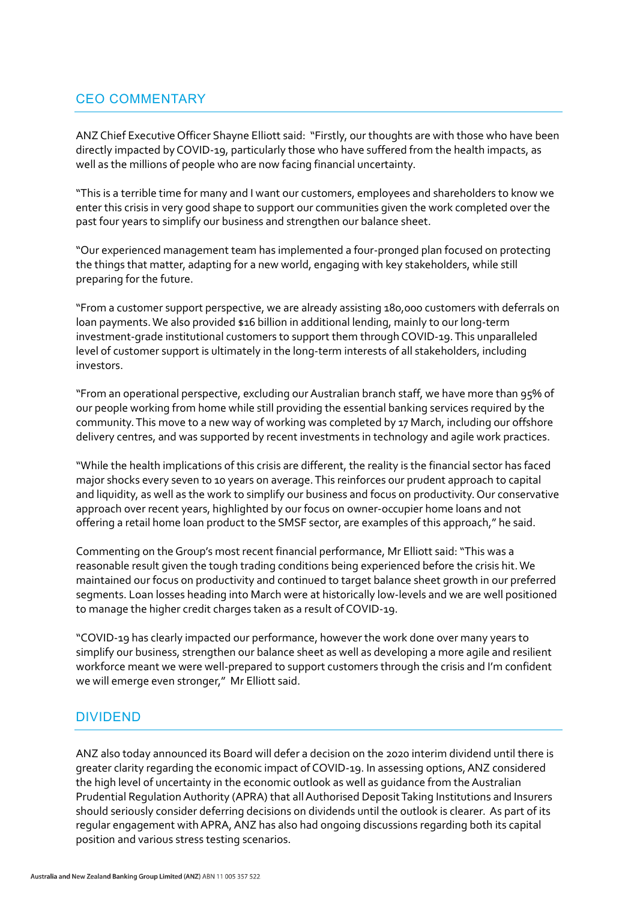## CEO COMMENTARY

ANZ Chief Executive Officer Shayne Elliott said: "Firstly, our thoughts are with those who have been directly impacted by COVID-19, particularly those who have suffered from the health impacts, as well as the millions of people who are now facing financial uncertainty.

"This is a terrible time for many and I want our customers, employees and shareholders to know we enter this crisis in very good shape to support our communities given the work completed over the past four years to simplify our business and strengthen our balance sheet.

"Our experienced management team has implemented a four-pronged plan focused on protecting the things that matter, adapting for a new world, engaging with key stakeholders, while still preparing for the future.

"From a customer support perspective, we are already assisting 180,000 customers with deferrals on loan payments. We also provided $16 billion in additional lending, mainly to our long-term investment-grade institutional customers to support them through COVID-19. This unparalleled level of customer support is ultimately in the long-term interests of all stakeholders, including investors.

"From an operational perspective, excluding our Australian branch staff, we have more than 95% of our people working from home while still providing the essential banking services required by the community. This move to a new way of working was completed by 17 March, including our offshore delivery centres, and was supported by recent investments in technology and agile work practices.

"While the health implications of this crisis are different, the reality is the financial sector has faced major shocks every seven to 10 years on average. This reinforces our prudent approach to capital and liquidity, as well as the work to simplify our business and focus on productivity. Our conservative approach over recent years, highlighted by our focus on owner-occupier home loans and not offering a retail home loan product to the SMSF sector, are examples of this approach," he said.

Commenting on the Group's most recent financial performance, Mr Elliott said: "This was a reasonable result given the tough trading conditions being experienced before the crisis hit. We maintained our focus on productivity and continued to target balance sheet growth in our preferred segments. Loan losses heading into March were at historically low-levels and we are well positioned to manage the higher credit charges taken as a result of COVID-19.

"COVID-19 has clearly impacted our performance, however the work done over many years to simplify our business, strengthen our balance sheet as well as developing a more agile and resilient workforce meant we were well-prepared to support customers through the crisis and I'm confident we will emerge even stronger," Mr Elliott said.

## DIVIDEND

ANZ also today announced its Board will defer a decision on the 2020 interim dividend until there is greater clarity regarding the economic impact of COVID-19. In assessing options, ANZ considered the high level of uncertainty in the economic outlook as well as guidance from the Australian Prudential Regulation Authority (APRA) that all Authorised Deposit Taking Institutions and Insurers should seriously consider deferring decisions on dividends until the outlook is clearer. As part of its regular engagement with APRA, ANZ has also had ongoing discussions regarding both its capital position and various stress testing scenarios.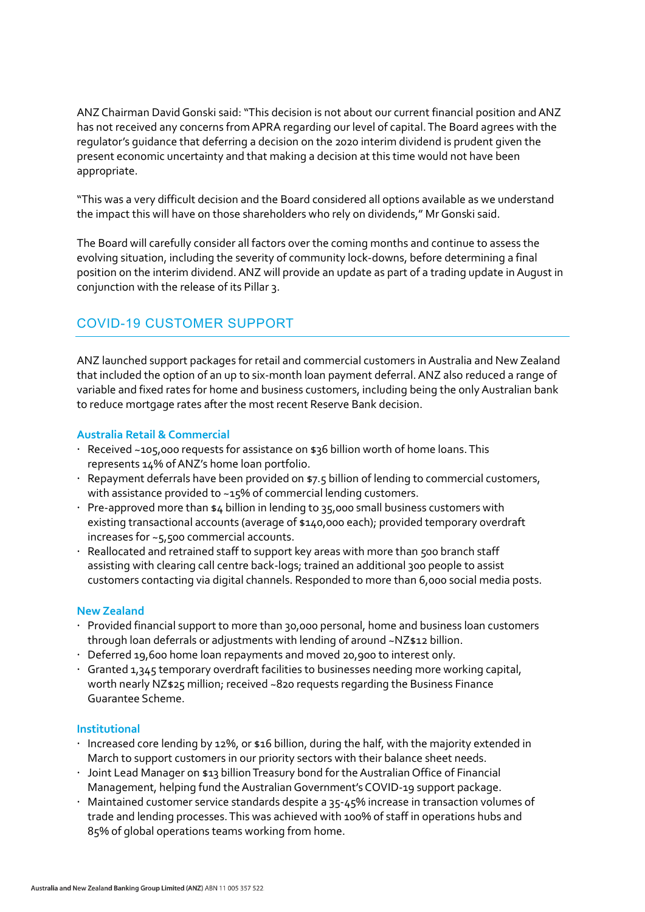ANZ Chairman David Gonski said: "This decision is not about our current financial position and ANZ has not received any concerns from APRA regarding our level of capital. The Board agrees with the regulator's guidance that deferring a decision on the 2020 interim dividend is prudent given the present economic uncertainty and that making a decision at this time would not have been appropriate.

"This was a very difficult decision and the Board considered all options available as we understand the impact this will have on those shareholders who rely on dividends," Mr Gonski said.

The Board will carefully consider all factors over the coming months and continue to assess the evolving situation, including the severity of community lock-downs, before determining a final position on the interim dividend. ANZ will provide an update as part of a trading update in August in conjunction with the release of its Pillar 3.

## COVID-19 CUSTOMER SUPPORT

ANZ launched support packages for retail and commercial customers in Australia and New Zealand that included the option of an up to six-month loan payment deferral. ANZ also reduced a range of variable and fixed rates for home and business customers, including being the only Australian bank to reduce mortgage rates after the most recent Reserve Bank decision.

### Australia Retail & Commercial

- Received ~105,000 requests for assistance on $36 billion worth of home loans. This represents 14% of ANZ's home loan portfolio.
- Repayment deferrals have been provided on $7.5 billion of lending to commercial customers, with assistance provided to ~15% of commercial lending customers.
- Pre-approved more than $4 billion in lending to 35,000 small business customers with existing transactional accounts (average of $140,000 each); provided temporary overdraft increases for ~5,500 commercial accounts.
- Reallocated and retrained staff to support key areas with more than 500 branch staff assisting with clearing call centre back-logs; trained an additional 300 people to assist customers contacting via digital channels. Responded to more than 6,000 social media posts.

### New Zealand

- Provided financial support to more than 30,000 personal, home and business loan customers through loan deferrals or adjustments with lending of around ~NZ$12 billion.
- Deferred 19,600 home loan repayments and moved 20,900 to interest only.
- Granted 1,345 temporary overdraft facilities to businesses needing more working capital, worth nearly NZ$25 million; received ~820 requests regarding the Business Finance Guarantee Scheme.

### Institutional

- Increased core lending by 12%, or $16 billion, during the half, with the majority extended in March to support customers in our priority sectors with their balance sheet needs.
- Joint Lead Manager on $13 billion Treasury bond for the Australian Office of Financial Management, helping fund the Australian Government's COVID-19 support package.
- Maintained customer service standards despite a 35-45% increase in transaction volumes of trade and lending processes. This was achieved with 100% of staff in operations hubs and 85% of global operations teams working from home.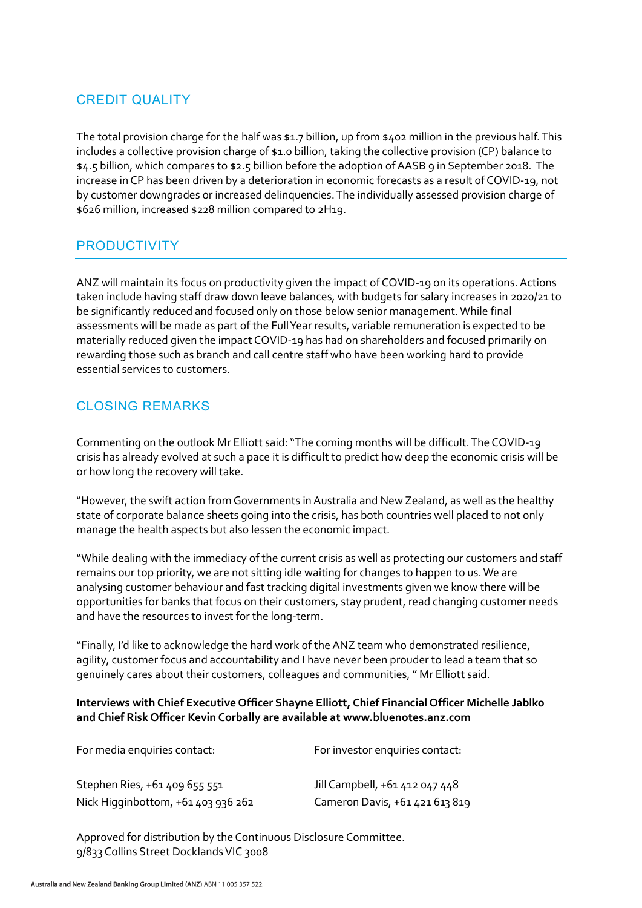## CREDIT QUALITY

The total provision charge for the half was $1.7 billion, up from $402 million in the previous half. This includes a collective provision charge of $1.0 billion, taking the collective provision (CP) balance to $4.5 billion, which compares to $2.5 billion before the adoption of AASB 9 in September 2018. The increase in CP has been driven by a deterioration in economic forecasts as a result of COVID-19, not by customer downgrades or increased delinquencies. The individually assessed provision charge of $626 million, increased $228 million compared to 2H19.

## PRODUCTIVITY

ANZ will maintain its focus on productivity given the impact of COVID-19 on its operations. Actions taken include having staff draw down leave balances, with budgets for salary increases in 2020/21 to be significantly reduced and focused only on those below senior management. While final assessments will be made as part of the Full Year results, variable remuneration is expected to be materially reduced given the impact COVID-19 has had on shareholders and focused primarily on rewarding those such as branch and call centre staff who have been working hard to provide essential services to customers.

## CLOSING REMARKS

Commenting on the outlook Mr Elliott said: "The coming months will be difficult. The COVID-19 crisis has already evolved at such a pace it is difficult to predict how deep the economic crisis will be or how long the recovery will take.

"However, the swift action from Governments in Australia and New Zealand, as well as the healthy state of corporate balance sheets going into the crisis, has both countries well placed to not only manage the health aspects but also lessen the economic impact.

"While dealing with the immediacy of the current crisis as well as protecting our customers and staff remains our top priority, we are not sitting idle waiting for changes to happen to us. We are analysing customer behaviour and fast tracking digital investments given we know there will be opportunities for banks that focus on their customers, stay prudent, read changing customer needs and have the resources to invest for the long-term.

"Finally, I'd like to acknowledge the hard work of the ANZ team who demonstrated resilience, agility, customer focus and accountability and I have never been prouder to lead a team that so genuinely cares about their customers, colleagues and communities, " Mr Elliott said.

**Interviews with Chief Executive Officer Shayne Elliott, Chief Financial Officer Michelle Jablko and Chief Risk Officer Kevin Corbally are available at www.bluenotes.anz.com**

| For media enquiries contact: | For investor enquiries contact: |
|---|---|
| Stephen Ries, +61 409 655 551 | Jill Campbell, +61 412 047 448 |
| Nick Higginbottom, +61 403 936 262 | Cameron Davis, +61 421 613 819 |

Approved for distribution by the Continuous Disclosure Committee.
9/833 Collins Street Docklands VIC 3008

**Australia and New Zealand Banking Group Limited (ANZ)** ABN 11 005 357 522